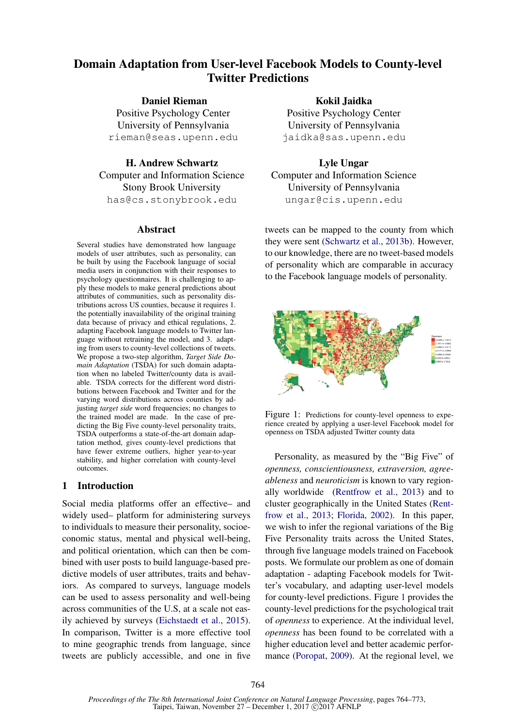# Domain Adaptation from User-level Facebook Models to County-level Twitter Predictions

**Daniel Rieman**
Positive Psychology Center
University of Pennsylvania
rieman@seas.upenn.edu

**Kokil Jaidka**
Positive Psychology Center
University of Pennsylvania
jaidka@sas.upenn.edu

**H. Andrew Schwartz**
Computer and Information Science
Stony Brook University
has@cs.stonybrook.edu

**Lyle Ungar**
Computer and Information Science
University of Pennsylvania
ungar@cis.upenn.edu

## Abstract

Several studies have demonstrated how language models of user attributes, such as personality, can be built by using the Facebook language of social media users in conjunction with their responses to psychology questionnaires. It is challenging to apply these models to make general predictions about attributes of communities, such as personality distributions across US counties, because it requires 1. the potentially inavailability of the original training data because of privacy and ethical regulations, 2. adapting Facebook language models to Twitter language without retraining the model, and 3. adapting from users to county-level collections of tweets. We propose a two-step algorithm, *Target Side Domain Adaptation* (TSDA) for such domain adaptation when no labeled Twitter/county data is available. TSDA corrects for the different word distributions between Facebook and Twitter and for the varying word distributions across counties by adjusting *target side* word frequencies; no changes to the trained model are made. In the case of predicting the Big Five county-level personality traits, TSDA outperforms a state-of-the-art domain adaptation method, gives county-level predictions that have fewer extreme outliers, higher year-to-year stability, and higher correlation with county-level outcomes.

## 1 Introduction

Social media platforms offer an effective– and widely used– platform for administering surveys to individuals to measure their personality, socioeconomic status, mental and physical well-being, and political orientation, which can then be combined with user posts to build language-based predictive models of user attributes, traits and behaviors. As compared to surveys, language models can be used to assess personality and well-being across communities of the U.S, at a scale not easily achieved by surveys (Eichstaedt et al., 2015). In comparison, Twitter is a more effective tool to mine geographic trends from language, since tweets are publicly accessible, and one in five tweets can be mapped to the county from which they were sent (Schwartz et al., 2013b). However, to our knowledge, there are no tweet-based models of personality which are comparable in accuracy to the Facebook language models of personality.

Figure 1: Predictions for county-level openness to experience created by applying a user-level Facebook model for openness on TSDA adjusted Twitter county data

Personality, as measured by the "Big Five" of *openness, conscientiousness, extraversion, agreeableness* and *neuroticism* is known to vary regionally worldwide (Rentfrow et al., 2013) and to cluster geographically in the United States (Rentfrow et al., 2013; Florida, 2002). In this paper, we wish to infer the regional variations of the Big Five Personality traits across the United States, through five language models trained on Facebook posts. We formulate our problem as one of domain adaptation - adapting Facebook models for Twitter's vocabulary, and adapting user-level models for county-level predictions. Figure 1 provides the county-level predictions for the psychological trait of *openness* to experience. At the individual level, *openness* has been found to be correlated with a higher education level and better academic performance (Poropat, 2009). At the regional level, we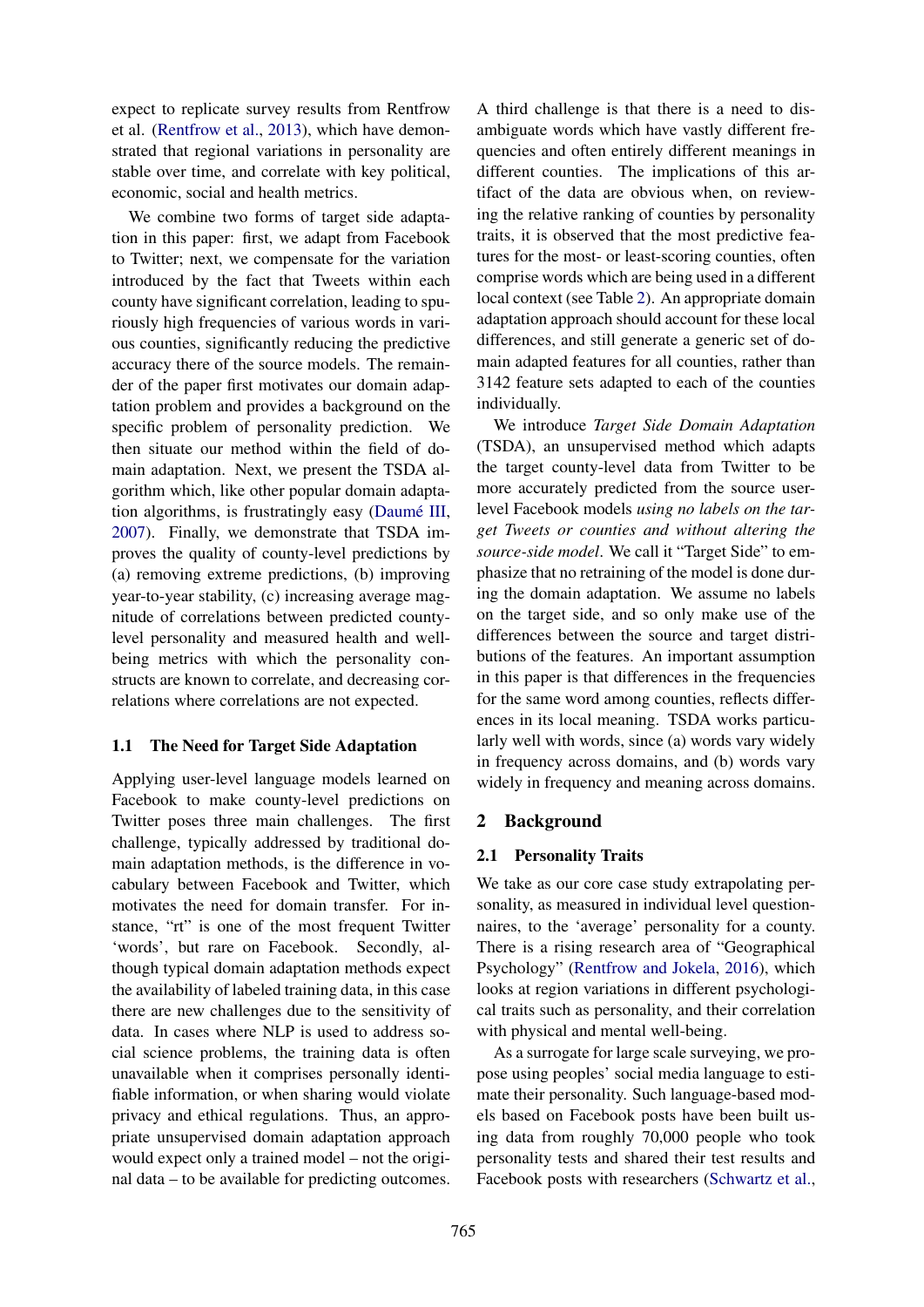expect to replicate survey results from Rentfrow et al. (Rentfrow et al., 2013), which have demonstrated that regional variations in personality are stable over time, and correlate with key political, economic, social and health metrics.

We combine two forms of target side adaptation in this paper: first, we adapt from Facebook to Twitter; next, we compensate for the variation introduced by the fact that Tweets within each county have significant correlation, leading to spuriously high frequencies of various words in various counties, significantly reducing the predictive accuracy there of the source models. The remainder of the paper first motivates our domain adaptation problem and provides a background on the specific problem of personality prediction. We then situate our method within the field of domain adaptation. Next, we present the TSDA algorithm which, like other popular domain adaptation algorithms, is frustratingly easy (Daumé III, 2007). Finally, we demonstrate that TSDA improves the quality of county-level predictions by (a) removing extreme predictions, (b) improving year-to-year stability, (c) increasing average magnitude of correlations between predicted county-level personality and measured health and well-being metrics with which the personality constructs are known to correlate, and decreasing correlations where correlations are not expected.

### 1.1 The Need for Target Side Adaptation

Applying user-level language models learned on Facebook to make county-level predictions on Twitter poses three main challenges. The first challenge, typically addressed by traditional domain adaptation methods, is the difference in vocabulary between Facebook and Twitter, which motivates the need for domain transfer. For instance, "rt" is one of the most frequent Twitter 'words', but rare on Facebook. Secondly, although typical domain adaptation methods expect the availability of labeled training data, in this case there are new challenges due to the sensitivity of data. In cases where NLP is used to address social science problems, the training data is often unavailable when it comprises personally identifiable information, or when sharing would violate privacy and ethical regulations. Thus, an appropriate unsupervised domain adaptation approach would expect only a trained model – not the original data – to be available for predicting outcomes. A third challenge is that there is a need to disambiguate words which have vastly different frequencies and often entirely different meanings in different counties. The implications of this artifact of the data are obvious when, on reviewing the relative ranking of counties by personality traits, it is observed that the most predictive features for the most- or least-scoring counties, often comprise words which are being used in a different local context (see Table 2). An appropriate domain adaptation approach should account for these local differences, and still generate a generic set of domain adapted features for all counties, rather than 3142 feature sets adapted to each of the counties individually.

We introduce *Target Side Domain Adaptation* (TSDA), an unsupervised method which adapts the target county-level data from Twitter to be more accurately predicted from the source user-level Facebook models *using no labels on the target Tweets or counties and without altering the source-side model*. We call it "Target Side" to emphasize that no retraining of the model is done during the domain adaptation. We assume no labels on the target side, and so only make use of the differences between the source and target distributions of the features. An important assumption in this paper is that differences in the frequencies for the same word among counties, reflects differences in its local meaning. TSDA works particularly well with words, since (a) words vary widely in frequency across domains, and (b) words vary widely in frequency and meaning across domains.

## 2 Background

### 2.1 Personality Traits

We take as our core case study extrapolating personality, as measured in individual level questionnaires, to the 'average' personality for a county. There is a rising research area of "Geographical Psychology" (Rentfrow and Jokela, 2016), which looks at region variations in different psychological traits such as personality, and their correlation with physical and mental well-being.

As a surrogate for large scale surveying, we propose using peoples' social media language to estimate their personality. Such language-based models based on Facebook posts have been built using data from roughly 70,000 people who took personality tests and shared their test results and Facebook posts with researchers (Schwartz et al.,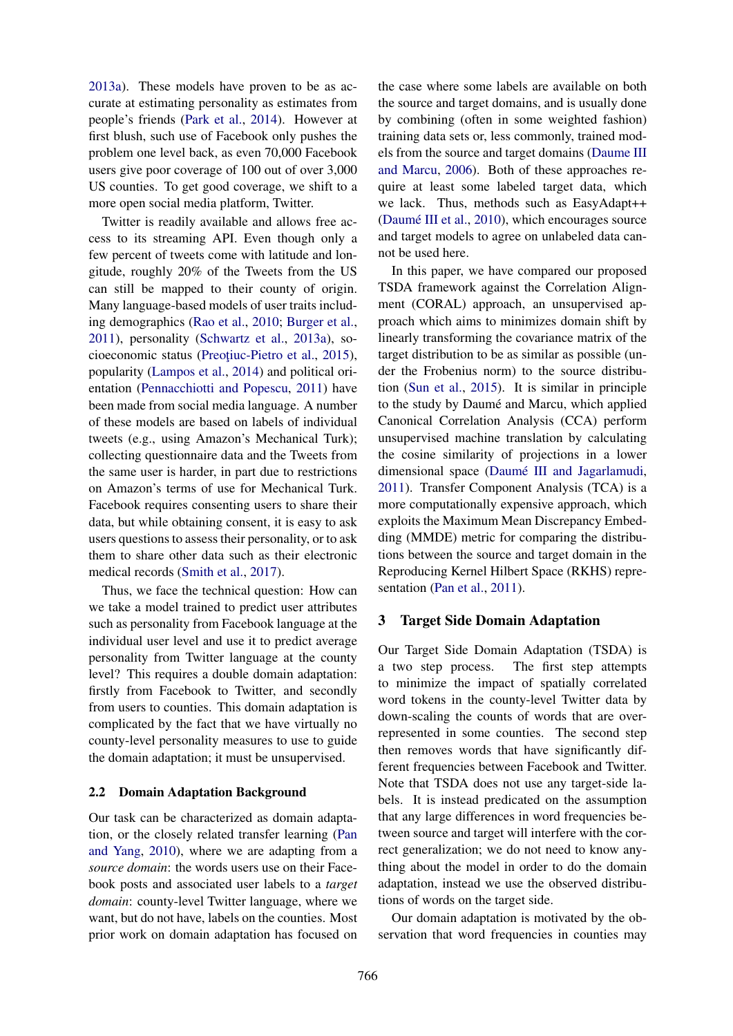2013a). These models have proven to be as accurate at estimating personality as estimates from people's friends (Park et al., 2014). However at first blush, such use of Facebook only pushes the problem one level back, as even 70,000 Facebook users give poor coverage of 100 out of over 3,000 US counties. To get good coverage, we shift to a more open social media platform, Twitter.

Twitter is readily available and allows free access to its streaming API. Even though only a few percent of tweets come with latitude and longitude, roughly 20% of the Tweets from the US can still be mapped to their county of origin. Many language-based models of user traits including demographics (Rao et al., 2010; Burger et al., 2011), personality (Schwartz et al., 2013a), socioeconomic status (Preoţiuc-Pietro et al., 2015), popularity (Lampos et al., 2014) and political orientation (Pennacchiotti and Popescu, 2011) have been made from social media language. A number of these models are based on labels of individual tweets (e.g., using Amazon's Mechanical Turk); collecting questionnaire data and the Tweets from the same user is harder, in part due to restrictions on Amazon's terms of use for Mechanical Turk. Facebook requires consenting users to share their data, but while obtaining consent, it is easy to ask users questions to assess their personality, or to ask them to share other data such as their electronic medical records (Smith et al., 2017).

Thus, we face the technical question: How can we take a model trained to predict user attributes such as personality from Facebook language at the individual user level and use it to predict average personality from Twitter language at the county level? This requires a double domain adaptation: firstly from Facebook to Twitter, and secondly from users to counties. This domain adaptation is complicated by the fact that we have virtually no county-level personality measures to use to guide the domain adaptation; it must be unsupervised.

### 2.2 Domain Adaptation Background

Our task can be characterized as domain adaptation, or the closely related transfer learning (Pan and Yang, 2010), where we are adapting from a *source domain*: the words users use on their Facebook posts and associated user labels to a *target domain*: county-level Twitter language, where we want, but do not have, labels on the counties. Most prior work on domain adaptation has focused on the case where some labels are available on both the source and target domains, and is usually done by combining (often in some weighted fashion) training data sets or, less commonly, trained models from the source and target domains (Daume III and Marcu, 2006). Both of these approaches require at least some labeled target data, which we lack. Thus, methods such as EasyAdapt++ (Daumé III et al., 2010), which encourages source and target models to agree on unlabeled data cannot be used here.

In this paper, we have compared our proposed TSDA framework against the Correlation Alignment (CORAL) approach, an unsupervised approach which aims to minimizes domain shift by linearly transforming the covariance matrix of the target distribution to be as similar as possible (under the Frobenius norm) to the source distribution (Sun et al., 2015). It is similar in principle to the study by Daumé and Marcu, which applied Canonical Correlation Analysis (CCA) perform unsupervised machine translation by calculating the cosine similarity of projections in a lower dimensional space (Daumé III and Jagarlamudi, 2011). Transfer Component Analysis (TCA) is a more computationally expensive approach, which exploits the Maximum Mean Discrepancy Embedding (MMDE) metric for comparing the distributions between the source and target domain in the Reproducing Kernel Hilbert Space (RKHS) representation (Pan et al., 2011).

## 3 Target Side Domain Adaptation

Our Target Side Domain Adaptation (TSDA) is a two step process. The first step attempts to minimize the impact of spatially correlated word tokens in the county-level Twitter data by down-scaling the counts of words that are overrepresented in some counties. The second step then removes words that have significantly different frequencies between Facebook and Twitter. Note that TSDA does not use any target-side labels. It is instead predicated on the assumption that any large differences in word frequencies between source and target will interfere with the correct generalization; we do not need to know anything about the model in order to do the domain adaptation, instead we use the observed distributions of words on the target side.

Our domain adaptation is motivated by the observation that word frequencies in counties may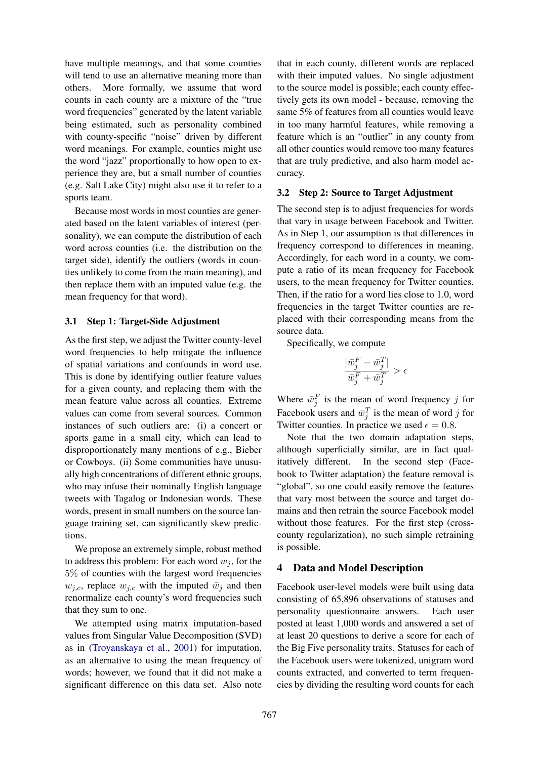have multiple meanings, and that some counties will tend to use an alternative meaning more than others. More formally, we assume that word counts in each county are a mixture of the "true word frequencies" generated by the latent variable being estimated, such as personality combined with county-specific "noise" driven by different word meanings. For example, counties might use the word "jazz" proportionally to how open to experience they are, but a small number of counties (e.g. Salt Lake City) might also use it to refer to a sports team.

Because most words in most counties are generated based on the latent variables of interest (personality), we can compute the distribution of each word across counties (i.e. the distribution on the target side), identify the outliers (words in counties unlikely to come from the main meaning), and then replace them with an imputed value (e.g. the mean frequency for that word).

### 3.1 Step 1: Target-Side Adjustment

As the first step, we adjust the Twitter county-level word frequencies to help mitigate the influence of spatial variations and confounds in word use. This is done by identifying outlier feature values for a given county, and replacing them with the mean feature value across all counties. Extreme values can come from several sources. Common instances of such outliers are: (i) a concert or sports game in a small city, which can lead to disproportionately many mentions of e.g., Bieber or Cowboys. (ii) Some communities have unusually high concentrations of different ethnic groups, who may infuse their nominally English language tweets with Tagalog or Indonesian words. These words, present in small numbers on the source language training set, can significantly skew predictions.

We propose an extremely simple, robust method to address this problem: For each word $w_j$, for the $5\%$ of counties with the largest word frequencies $w_{j,c}$, replace $w_{j,c}$ with the imputed $\bar{w}_j$ and then renormalize each county's word frequencies such that they sum to one.

We attempted using matrix imputation-based values from Singular Value Decomposition (SVD) as in (Troyanskaya et al., 2001) for imputation, as an alternative to using the mean frequency of words; however, we found that it did not make a significant difference on this data set. Also note that in each county, different words are replaced with their imputed values. No single adjustment to the source model is possible; each county effectively gets its own model - because, removing the same 5% of features from all counties would leave in too many harmful features, while removing a feature which is an "outlier" in any county from all other counties would remove too many features that are truly predictive, and also harm model accuracy.

### 3.2 Step 2: Source to Target Adjustment

The second step is to adjust frequencies for words that vary in usage between Facebook and Twitter. As in Step 1, our assumption is that differences in frequency correspond to differences in meaning. Accordingly, for each word in a county, we compute a ratio of its mean frequency for Facebook users, to the mean frequency for Twitter counties. Then, if the ratio for a word lies close to 1.0, word frequencies in the target Twitter counties are replaced with their corresponding means from the source data.

Specifically, we compute

$$\frac{|\bar{w}_j^F - \bar{w}_j^T|}{\bar{w}_j^F + \bar{w}_j^T} > \epsilon$$

Where $\bar{w}_j^F$ is the mean of word frequency $j$ for Facebook users and $\bar{w}_j^T$ is the mean of word $j$ for Twitter counties. In practice we used $\epsilon = 0.8$.

Note that the two domain adaptation steps, although superficially similar, are in fact qualitatively different. In the second step (Facebook to Twitter adaptation) the feature removal is "global", so one could easily remove the features that vary most between the source and target domains and then retrain the source Facebook model without those features. For the first step (cross-county regularization), no such simple retraining is possible.

## 4 Data and Model Description

Facebook user-level models were built using data consisting of 65,896 observations of statuses and personality questionnaire answers. Each user posted at least 1,000 words and answered a set of at least 20 questions to derive a score for each of the Big Five personality traits. Statuses for each of the Facebook users were tokenized, unigram word counts extracted, and converted to term frequencies by dividing the resulting word counts for each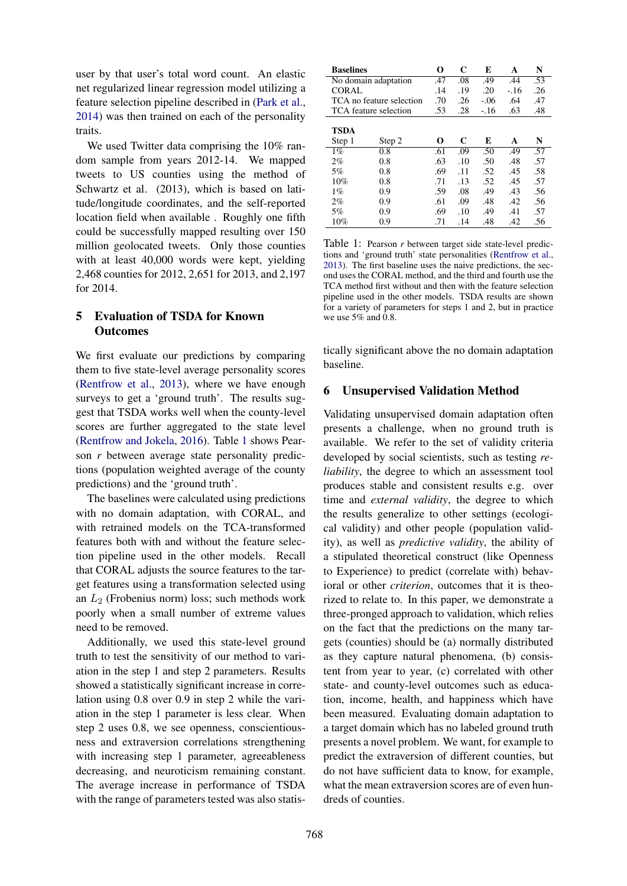user by that user's total word count. An elastic net regularized linear regression model utilizing a feature selection pipeline described in (Park et al., 2014) was then trained on each of the personality traits.

We used Twitter data comprising the 10% random sample from years 2012-14. We mapped tweets to US counties using the method of Schwartz et al. (2013), which is based on latitude/longitude coordinates, and the self-reported location field when available . Roughly one fifth could be successfully mapped resulting over 150 million geolocated tweets. Only those counties with at least 40,000 words were kept, yielding 2,468 counties for 2012, 2,651 for 2013, and 2,197 for 2014.

## 5 Evaluation of TSDA for Known Outcomes

We first evaluate our predictions by comparing them to five state-level average personality scores (Rentfrow et al., 2013), where we have enough surveys to get a 'ground truth'. The results suggest that TSDA works well when the county-level scores are further aggregated to the state level (Rentfrow and Jokela, 2016). Table 1 shows Pearson $r$ between average state personality predictions (population weighted average of the county predictions) and the 'ground truth'.

The baselines were calculated using predictions with no domain adaptation, with CORAL, and with retrained models on the TCA-transformed features both with and without the feature selection pipeline used in the other models. Recall that CORAL adjusts the source features to the target features using a transformation selected using an $L_2$ (Frobenius norm) loss; such methods work poorly when a small number of extreme values need to be removed.

Additionally, we used this state-level ground truth to test the sensitivity of our method to variation in the step 1 and step 2 parameters. Results showed a statistically significant increase in correlation using 0.8 over 0.9 in step 2 while the variation in the step 1 parameter is less clear. When step 2 uses 0.8, we see openness, conscientiousness and extraversion correlations strengthening with increasing step 1 parameter, agreeableness decreasing, and neuroticism remaining constant. The average increase in performance of TSDA with the range of parameters tested was also statistically significant above the no domain adaptation baseline.

| **Baselines** | | **O** | **C** | **E** | **A** | **N** |
|---|---|---|---|---|---|---|
| No domain adaptation | | .47 | .08 | .49 | .44 | .53 |
| CORAL | | .14 | .19 | .20 | -.16 | .26 |
| TCA no feature selection | | .70 | .26 | -.06 | .64 | .47 |
| TCA feature selection | | .53 | .28 | -.16 | .63 | .48 |
| **TSDA** | | | | | | |
| Step 1 | Step 2 | **O** | **C** | **E** | **A** | **N** |
| 1% | 0.8 | .61 | .09 | .50 | .49 | .57 |
| 2% | 0.8 | .63 | .10 | .50 | .48 | .57 |
| 5% | 0.8 | .69 | .11 | .52 | .45 | .58 |
| 10% | 0.8 | .71 | .13 | .52 | .45 | .57 |
| 1% | 0.9 | .59 | .08 | .49 | .43 | .56 |
| 2% | 0.9 | .61 | .09 | .48 | .42 | .56 |
| 5% | 0.9 | .69 | .10 | .49 | .41 | .57 |
| 10% | 0.9 | .71 | .14 | .48 | .42 | .56 |

Table 1: Pearson $r$ between target side state-level predictions and 'ground truth' state personalities (Rentfrow et al., 2013). The first baseline uses the naive predictions, the second uses the CORAL method, and the third and fourth use the TCA method first without and then with the feature selection pipeline used in the other models. TSDA results are shown for a variety of parameters for steps 1 and 2, but in practice we use 5% and 0.8.

## 6 Unsupervised Validation Method

Validating unsupervised domain adaptation often presents a challenge, when no ground truth is available. We refer to the set of validity criteria developed by social scientists, such as testing *reliability*, the degree to which an assessment tool produces stable and consistent results e.g. over time and *external validity*, the degree to which the results generalize to other settings (ecological validity) and other people (population validity), as well as *predictive validity*, the ability of a stipulated theoretical construct (like Openness to Experience) to predict (correlate with) behavioral or other *criterion*, outcomes that it is theorized to relate to. In this paper, we demonstrate a three-pronged approach to validation, which relies on the fact that the predictions on the many targets (counties) should be (a) normally distributed as they capture natural phenomena, (b) consistent from year to year, (c) correlated with other state- and county-level outcomes such as education, income, health, and happiness which have been measured. Evaluating domain adaptation to a target domain which has no labeled ground truth presents a novel problem. We want, for example to predict the extraversion of different counties, but do not have sufficient data to know, for example, what the mean extraversion scores are of even hundreds of counties.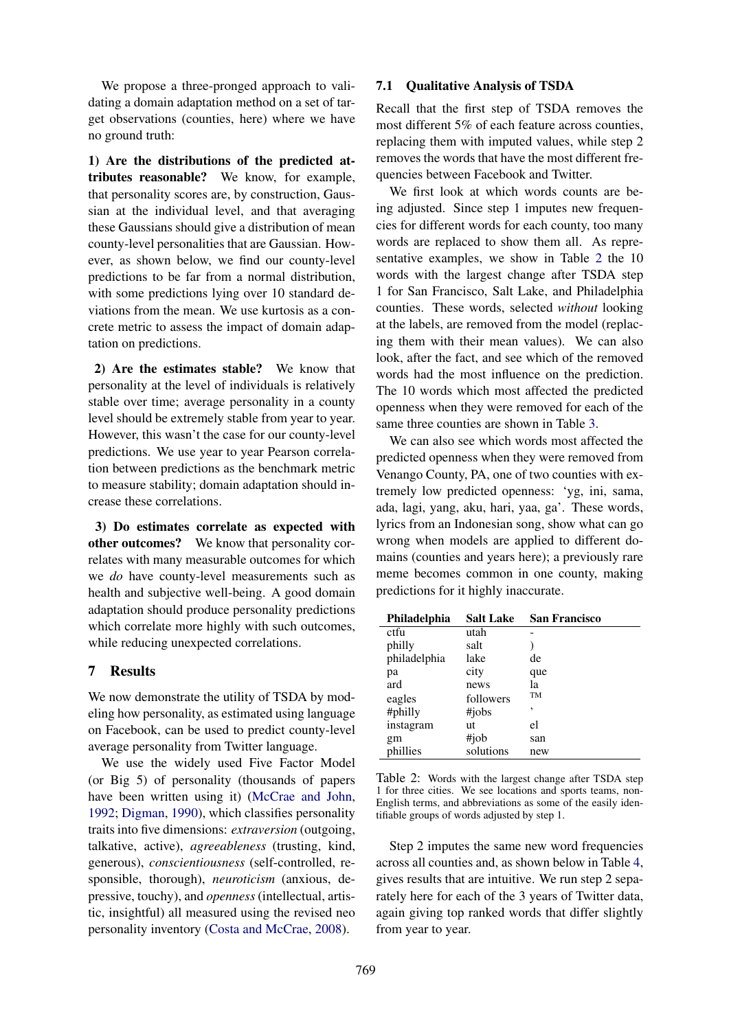We propose a three-pronged approach to validating a domain adaptation method on a set of target observations (counties, here) where we have no ground truth:

**1) Are the distributions of the predicted attributes reasonable?** We know, for example, that personality scores are, by construction, Gaussian at the individual level, and that averaging these Gaussians should give a distribution of mean county-level personalities that are Gaussian. However, as shown below, we find our county-level predictions to be far from a normal distribution, with some predictions lying over 10 standard deviations from the mean. We use kurtosis as a concrete metric to assess the impact of domain adaptation on predictions.

**2) Are the estimates stable?** We know that personality at the level of individuals is relatively stable over time; average personality in a county level should be extremely stable from year to year. However, this wasn't the case for our county-level predictions. We use year to year Pearson correlation between predictions as the benchmark metric to measure stability; domain adaptation should increase these correlations.

**3) Do estimates correlate as expected with other outcomes?** We know that personality correlates with many measurable outcomes for which we *do* have county-level measurements such as health and subjective well-being. A good domain adaptation should produce personality predictions which correlate more highly with such outcomes, while reducing unexpected correlations.

## 7 Results

We now demonstrate the utility of TSDA by modeling how personality, as estimated using language on Facebook, can be used to predict county-level average personality from Twitter language.

We use the widely used Five Factor Model (or Big 5) of personality (thousands of papers have been written using it) (McCrae and John, 1992; Digman, 1990), which classifies personality traits into five dimensions: *extraversion* (outgoing, talkative, active), *agreeableness* (trusting, kind, generous), *conscientiousness* (self-controlled, responsible, thorough), *neuroticism* (anxious, depressive, touchy), and *openness* (intellectual, artistic, insightful) all measured using the revised neo personality inventory (Costa and McCrae, 2008).

### 7.1 Qualitative Analysis of TSDA

Recall that the first step of TSDA removes the most different 5% of each feature across counties, replacing them with imputed values, while step 2 removes the words that have the most different frequencies between Facebook and Twitter.

We first look at which words counts are being adjusted. Since step 1 imputes new frequencies for different words for each county, too many words are replaced to show them all. As representative examples, we show in Table 2 the 10 words with the largest change after TSDA step 1 for San Francisco, Salt Lake, and Philadelphia counties. These words, selected *without* looking at the labels, are removed from the model (replacing them with their mean values). We can also look, after the fact, and see which of the removed words had the most influence on the prediction. The 10 words which most affected the predicted openness when they were removed for each of the same three counties are shown in Table 3.

We can also see which words most affected the predicted openness when they were removed from Venango County, PA, one of two counties with extremely low predicted openness: 'yg, ini, sama, ada, lagi, yang, aku, hari, yaa, ga'. These words, lyrics from an Indonesian song, show what can go wrong when models are applied to different domains (counties and years here); a previously rare meme becomes common in one county, making predictions for it highly inaccurate.

| Philadelphia | Salt Lake | San Francisco |
|---|---|---|
| ctfu | utah | - |
| philly | salt | ) |
| philadelphia | lake | de |
| pa | city | que |
| ard | news | la |
| eagles | followers | ™ |
| #philly | #jobs | ' |
| instagram | ut | el |
| gm | #job | san |
| phillies | solutions | new |

Table 2: Words with the largest change after TSDA step 1 for three cities. We see locations and sports teams, non-English terms, and abbreviations as some of the easily identifiable groups of words adjusted by step 1.

Step 2 imputes the same new word frequencies across all counties and, as shown below in Table 4, gives results that are intuitive. We run step 2 separately here for each of the 3 years of Twitter data, again giving top ranked words that differ slightly from year to year.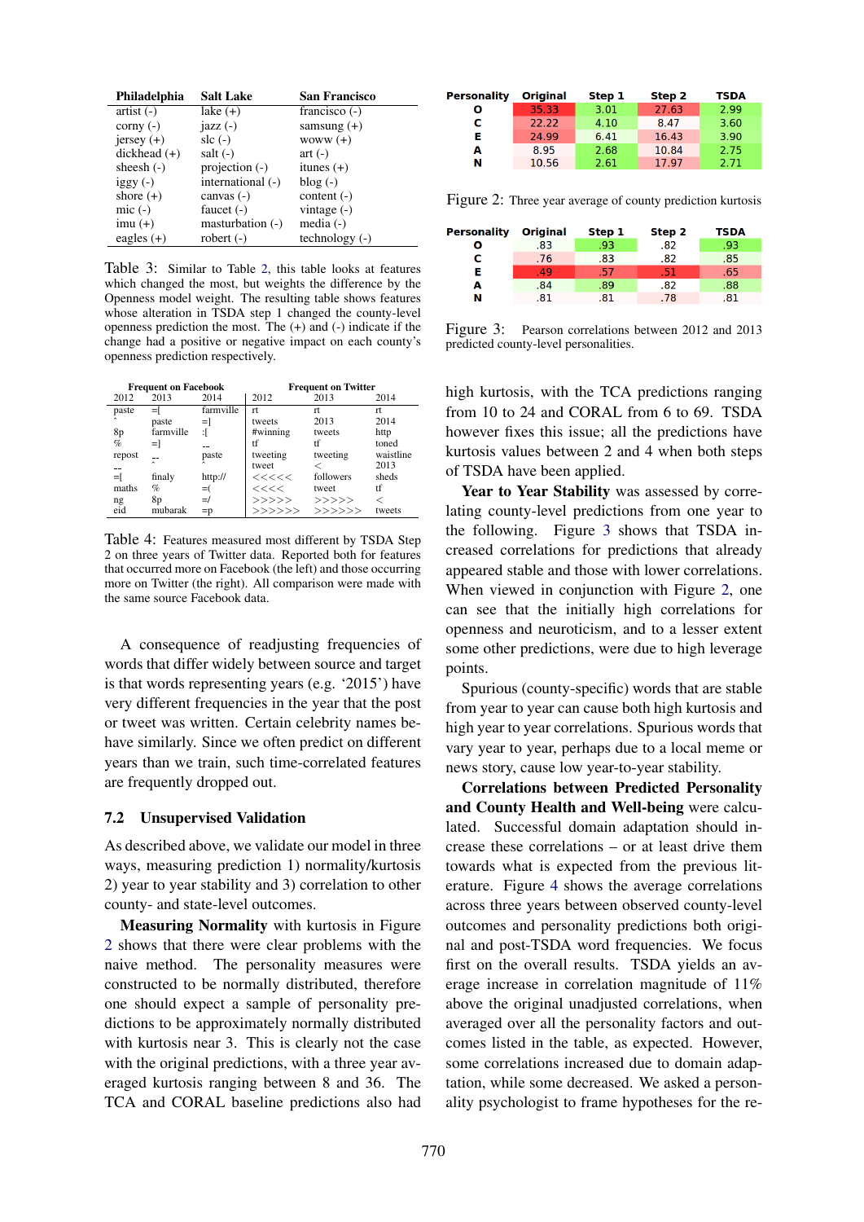| Philadelphia | Salt Lake | San Francisco |
|---|---|---|
| artist (-) | lake (+) | francisco (-) |
| corny (-) | jazz (-) | samsung (+) |
| jersey (+) | slc (-) | woww (+) |
| dickhead (+) | salt (-) | art (-) |
| sheesh (-) | projection (-) | itunes (+) |
| iggy (-) | international (-) | blog (-) |
| shore (+) | canvas (-) | content (-) |
| mic (-) | faucet (-) | vintage (-) |
| imu (+) | masturbation (-) | media (-) |
| eagles (+) | robert (-) | technology (-) |

Table 3: Similar to Table 2, this table looks at features which changed the most, but weights the difference by the Openness model weight. The resulting table shows features whose alteration in TSDA step 1 changed the county-level openness prediction the most. The (+) and (-) indicate if the change had a positive or negative impact on each county's openness prediction respectively.

| Frequent on Facebook | | | Frequent on Twitter | | |
|---|---|---|---|---|---|
| 2012 | 2013 | 2014 | 2012 | 2013 | 2014 |
| paste | =[ | farmville | rt | rt | rt |
| ˆ | paste | =] | tweets | 2013 | 2014 |
| 8p | farmville | :[ | #winning | tweets | http |
| % | =] | -- | tf | tf | toned |
| repost | -- | paste | tweeting | tweeting | waistline |
| -- | ˆ | ˆ | tweet | < | 2013 |
| =[ | finaly | http:// | <<<<< | followers | sheds |
| maths | % | =( | <<<< | tweet | tf |
| ng | 8p | =/ | >>>>> | >>>>> | < |
| eid | mubarak | =p | >>>>>> | >>>>>> | tweets |

Table 4: Features measured most different by TSDA Step 2 on three years of Twitter data. Reported both for features that occurred more on Facebook (the left) and those occurring more on Twitter (the right). All comparison were made with the same source Facebook data.

A consequence of readjusting frequencies of words that differ widely between source and target is that words representing years (e.g. '2015') have very different frequencies in the year that the post or tweet was written. Certain celebrity names behave similarly. Since we often predict on different years than we train, such time-correlated features are frequently dropped out.

## 7.2 Unsupervised Validation

As described above, we validate our model in three ways, measuring prediction 1) normality/kurtosis 2) year to year stability and 3) correlation to other county- and state-level outcomes.

**Measuring Normality** with kurtosis in Figure 2 shows that there were clear problems with the naive method. The personality measures were constructed to be normally distributed, therefore one should expect a sample of personality predictions to be approximately normally distributed with kurtosis near 3. This is clearly not the case with the original predictions, with a three year averaged kurtosis ranging between 8 and 36. The TCA and CORAL baseline predictions also had high kurtosis, with the TCA predictions ranging from 10 to 24 and CORAL from 6 to 69. TSDA however fixes this issue; all the predictions have kurtosis values between 2 and 4 when both steps of TSDA have been applied.

| Personality | Original | Step 1 | Step 2 | TSDA |
|---|---|---|---|---|
| O | 35.33 | 3.01 | 27.63 | 2.99 |
| C | 22.22 | 4.10 | 8.47 | 3.60 |
| E | 24.99 | 6.41 | 16.43 | 3.90 |
| A | 8.95 | 2.68 | 10.84 | 2.75 |
| N | 10.56 | 2.61 | 17.97 | 2.71 |

Figure 2: Three year average of county prediction kurtosis

| Personality | Original | Step 1 | Step 2 | TSDA |
|---|---|---|---|---|
| O | .83 | .93 | .82 | .93 |
| C | .76 | .83 | .82 | .85 |
| E | .49 | .57 | .51 | .65 |
| A | .84 | .89 | .82 | .88 |
| N | .81 | .81 | .78 | .81 |

Figure 3: Pearson correlations between 2012 and 2013 predicted county-level personalities.

**Year to Year Stability** was assessed by correlating county-level predictions from one year to the following. Figure 3 shows that TSDA increased correlations for predictions that already appeared stable and those with lower correlations. When viewed in conjunction with Figure 2, one can see that the initially high correlations for openness and neuroticism, and to a lesser extent some other predictions, were due to high leverage points.

Spurious (county-specific) words that are stable from year to year can cause both high kurtosis and high year to year correlations. Spurious words that vary year to year, perhaps due to a local meme or news story, cause low year-to-year stability.

**Correlations between Predicted Personality and County Health and Well-being** were calculated. Successful domain adaptation should increase these correlations – or at least drive them towards what is expected from the previous literature. Figure 4 shows the average correlations across three years between observed county-level outcomes and personality predictions both original and post-TSDA word frequencies. We focus first on the overall results. TSDA yields an average increase in correlation magnitude of 11% above the original unadjusted correlations, when averaged over all the personality factors and outcomes listed in the table, as expected. However, some correlations increased due to domain adaptation, while some decreased. We asked a personality psychologist to frame hypotheses for the re-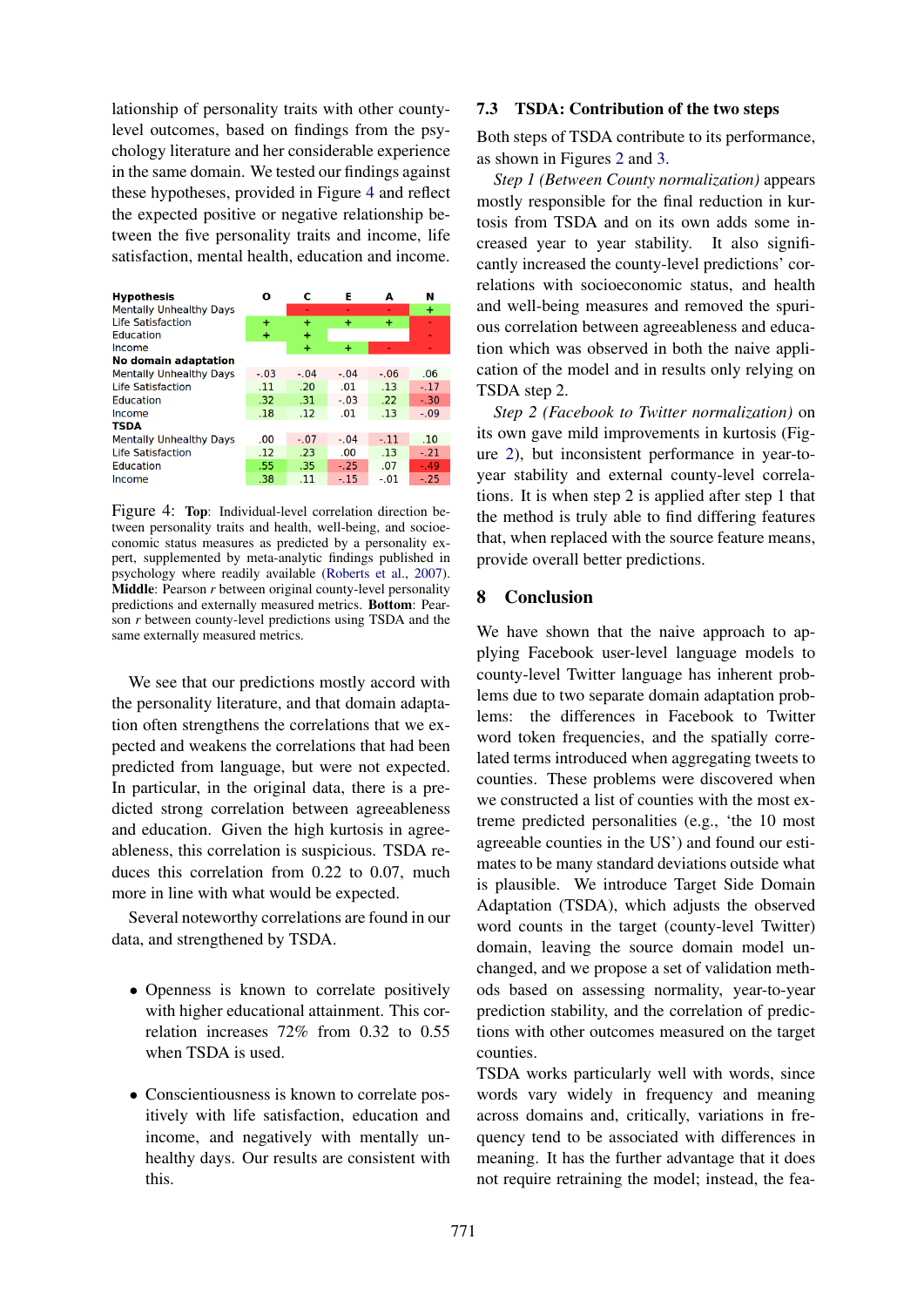lationship of personality traits with other county-level outcomes, based on findings from the psychology literature and her considerable experience in the same domain. We tested our findings against these hypotheses, provided in Figure 4 and reflect the expected positive or negative relationship between the five personality traits and income, life satisfaction, mental health, education and income.

| **Hypothesis** | **O** | **C** | **E** | **A** | **N** |
|---|---|---|---|---|---|
| Mentally Unhealthy Days | | - | - | - | + |
| Life Satisfaction | + | + | + | + | - |
| Education | + | + | | | - |
| Income | | + | + | - | - |
| **No domain adaptation** | | | | | |
| Mentally Unhealthy Days | -.03 | -.04 | -.04 | -.06 | .06 |
| Life Satisfaction | .11 | .20 | .01 | .13 | -.17 |
| Education | .32 | .31 | -.03 | .22 | -.30 |
| Income | .18 | .12 | .01 | .13 | -.09 |
| **TSDA** | | | | | |
| Mentally Unhealthy Days | .00 | -.07 | -.04 | -.11 | .10 |
| Life Satisfaction | .12 | .23 | .00 | .13 | -.21 |
| Education | .55 | .35 | -.25 | .07 | -.49 |
| Income | .38 | .11 | -.15 | -.01 | -.25 |

Figure 4: **Top**: Individual-level correlation direction between personality traits and health, well-being, and socioeconomic status measures as predicted by a personality expert, supplemented by meta-analytic findings published in psychology where readily available (Roberts et al., 2007). **Middle**: Pearson *r* between original county-level personality predictions and externally measured metrics. **Bottom**: Pearson *r* between county-level predictions using TSDA and the same externally measured metrics.

We see that our predictions mostly accord with the personality literature, and that domain adaptation often strengthens the correlations that we expected and weakens the correlations that had been predicted from language, but were not expected. In particular, in the original data, there is a predicted strong correlation between agreeableness and education. Given the high kurtosis in agreeableness, this correlation is suspicious. TSDA reduces this correlation from 0.22 to 0.07, much more in line with what would be expected.

Several noteworthy correlations are found in our data, and strengthened by TSDA.

- Openness is known to correlate positively with higher educational attainment. This correlation increases 72% from 0.32 to 0.55 when TSDA is used.

- Conscientiousness is known to correlate positively with life satisfaction, education and income, and negatively with mentally unhealthy days. Our results are consistent with this.

### 7.3 TSDA: Contribution of the two steps

Both steps of TSDA contribute to its performance, as shown in Figures 2 and 3.

*Step 1 (Between County normalization)* appears mostly responsible for the final reduction in kurtosis from TSDA and on its own adds some increased year to year stability. It also significantly increased the county-level predictions' correlations with socioeconomic status, and health and well-being measures and removed the spurious correlation between agreeableness and education which was observed in both the naive application of the model and in results only relying on TSDA step 2.

*Step 2 (Facebook to Twitter normalization)* on its own gave mild improvements in kurtosis (Figure 2), but inconsistent performance in year-to-year stability and external county-level correlations. It is when step 2 is applied after step 1 that the method is truly able to find differing features that, when replaced with the source feature means, provide overall better predictions.

## 8 Conclusion

We have shown that the naive approach to applying Facebook user-level language models to county-level Twitter language has inherent problems due to two separate domain adaptation problems: the differences in Facebook to Twitter word token frequencies, and the spatially correlated terms introduced when aggregating tweets to counties. These problems were discovered when we constructed a list of counties with the most extreme predicted personalities (e.g., 'the 10 most agreeable counties in the US') and found our estimates to be many standard deviations outside what is plausible. We introduce Target Side Domain Adaptation (TSDA), which adjusts the observed word counts in the target (county-level Twitter) domain, leaving the source domain model unchanged, and we propose a set of validation methods based on assessing normality, year-to-year prediction stability, and the correlation of predictions with other outcomes measured on the target counties.

TSDA works particularly well with words, since words vary widely in frequency and meaning across domains and, critically, variations in frequency tend to be associated with differences in meaning. It has the further advantage that it does not require retraining the model; instead, the fea-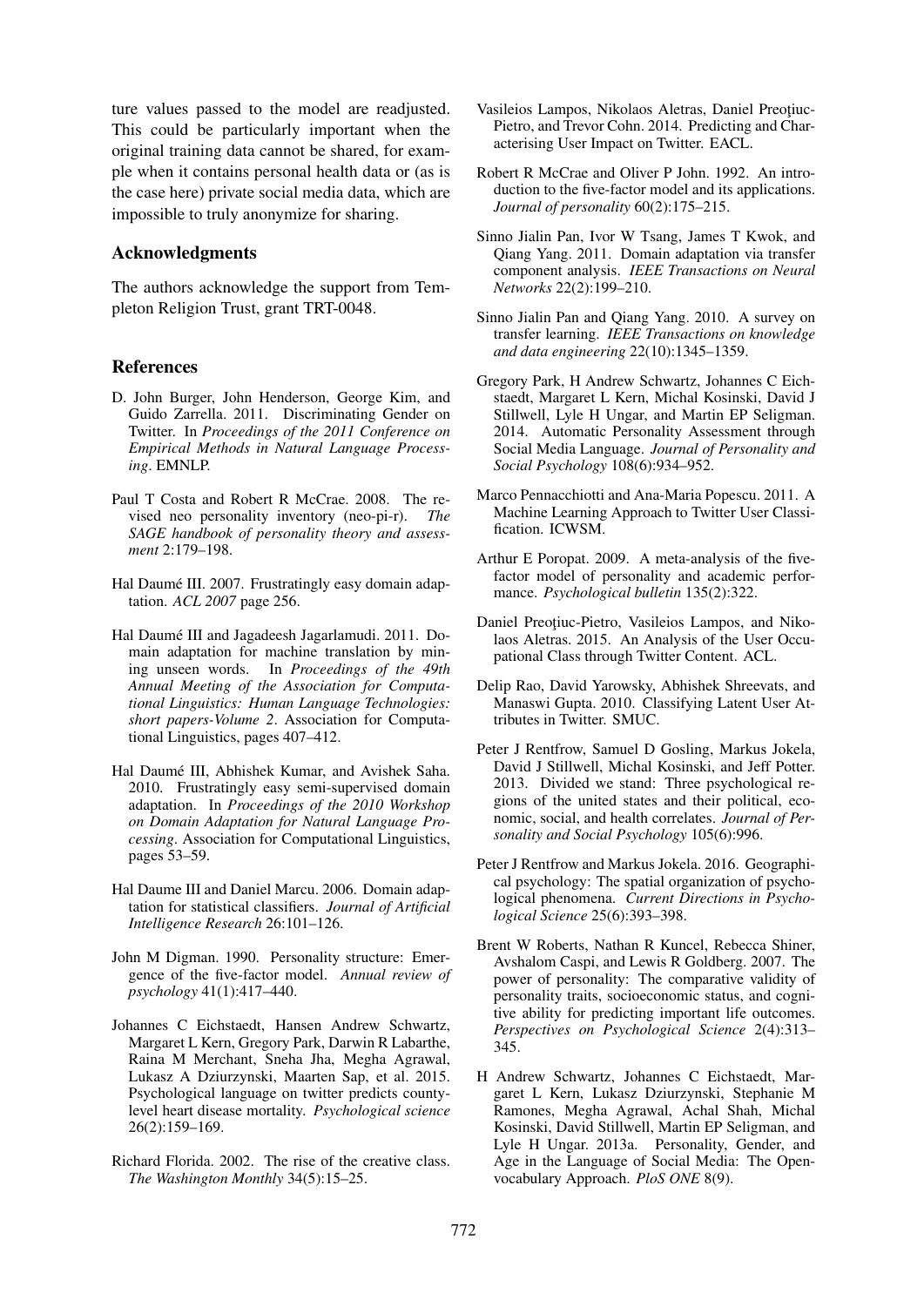ture values passed to the model are readjusted. This could be particularly important when the original training data cannot be shared, for example when it contains personal health data or (as is the case here) private social media data, which are impossible to truly anonymize for sharing.

## Acknowledgments

The authors acknowledge the support from Templeton Religion Trust, grant TRT-0048.

## References

D. John Burger, John Henderson, George Kim, and Guido Zarrella. 2011. Discriminating Gender on Twitter. In *Proceedings of the 2011 Conference on Empirical Methods in Natural Language Processing*. EMNLP.

Paul T Costa and Robert R McCrae. 2008. The revised neo personality inventory (neo-pi-r). *The SAGE handbook of personality theory and assessment* 2:179–198.

Hal Daumé III. 2007. Frustratingly easy domain adaptation. *ACL 2007* page 256.

Hal Daumé III and Jagadeesh Jagarlamudi. 2011. Domain adaptation for machine translation by mining unseen words. In *Proceedings of the 49th Annual Meeting of the Association for Computational Linguistics: Human Language Technologies: short papers-Volume 2*. Association for Computational Linguistics, pages 407–412.

Hal Daumé III, Abhishek Kumar, and Avishek Saha. 2010. Frustratingly easy semi-supervised domain adaptation. In *Proceedings of the 2010 Workshop on Domain Adaptation for Natural Language Processing*. Association for Computational Linguistics, pages 53–59.

Hal Daume III and Daniel Marcu. 2006. Domain adaptation for statistical classifiers. *Journal of Artificial Intelligence Research* 26:101–126.

John M Digman. 1990. Personality structure: Emergence of the five-factor model. *Annual review of psychology* 41(1):417–440.

Johannes C Eichstaedt, Hansen Andrew Schwartz, Margaret L Kern, Gregory Park, Darwin R Labarthe, Raina M Merchant, Sneha Jha, Megha Agrawal, Lukasz A Dziurzynski, Maarten Sap, et al. 2015. Psychological language on twitter predicts county-level heart disease mortality. *Psychological science* 26(2):159–169.

Richard Florida. 2002. The rise of the creative class. *The Washington Monthly* 34(5):15–25.

Vasileios Lampos, Nikolaos Aletras, Daniel Preoţiuc-Pietro, and Trevor Cohn. 2014. Predicting and Characterising User Impact on Twitter. EACL.

Robert R McCrae and Oliver P John. 1992. An introduction to the five-factor model and its applications. *Journal of personality* 60(2):175–215.

Sinno Jialin Pan, Ivor W Tsang, James T Kwok, and Qiang Yang. 2011. Domain adaptation via transfer component analysis. *IEEE Transactions on Neural Networks* 22(2):199–210.

Sinno Jialin Pan and Qiang Yang. 2010. A survey on transfer learning. *IEEE Transactions on knowledge and data engineering* 22(10):1345–1359.

Gregory Park, H Andrew Schwartz, Johannes C Eichstaedt, Margaret L Kern, Michal Kosinski, David J Stillwell, Lyle H Ungar, and Martin EP Seligman. 2014. Automatic Personality Assessment through Social Media Language. *Journal of Personality and Social Psychology* 108(6):934–952.

Marco Pennacchiotti and Ana-Maria Popescu. 2011. A Machine Learning Approach to Twitter User Classification. ICWSM.

Arthur E Poropat. 2009. A meta-analysis of the five-factor model of personality and academic performance. *Psychological bulletin* 135(2):322.

Daniel Preoţiuc-Pietro, Vasileios Lampos, and Nikolaos Aletras. 2015. An Analysis of the User Occupational Class through Twitter Content. ACL.

Delip Rao, David Yarowsky, Abhishek Shreevats, and Manaswi Gupta. 2010. Classifying Latent User Attributes in Twitter. SMUC.

Peter J Rentfrow, Samuel D Gosling, Markus Jokela, David J Stillwell, Michal Kosinski, and Jeff Potter. 2013. Divided we stand: Three psychological regions of the united states and their political, economic, social, and health correlates. *Journal of Personality and Social Psychology* 105(6):996.

Peter J Rentfrow and Markus Jokela. 2016. Geographical psychology: The spatial organization of psychological phenomena. *Current Directions in Psychological Science* 25(6):393–398.

Brent W Roberts, Nathan R Kuncel, Rebecca Shiner, Avshalom Caspi, and Lewis R Goldberg. 2007. The power of personality: The comparative validity of personality traits, socioeconomic status, and cognitive ability for predicting important life outcomes. *Perspectives on Psychological Science* 2(4):313–345.

H Andrew Schwartz, Johannes C Eichstaedt, Margaret L Kern, Lukasz Dziurzynski, Stephanie M Ramones, Megha Agrawal, Achal Shah, Michal Kosinski, David Stillwell, Martin EP Seligman, and Lyle H Ungar. 2013a. Personality, Gender, and Age in the Language of Social Media: The Open-vocabulary Approach. *PloS ONE* 8(9).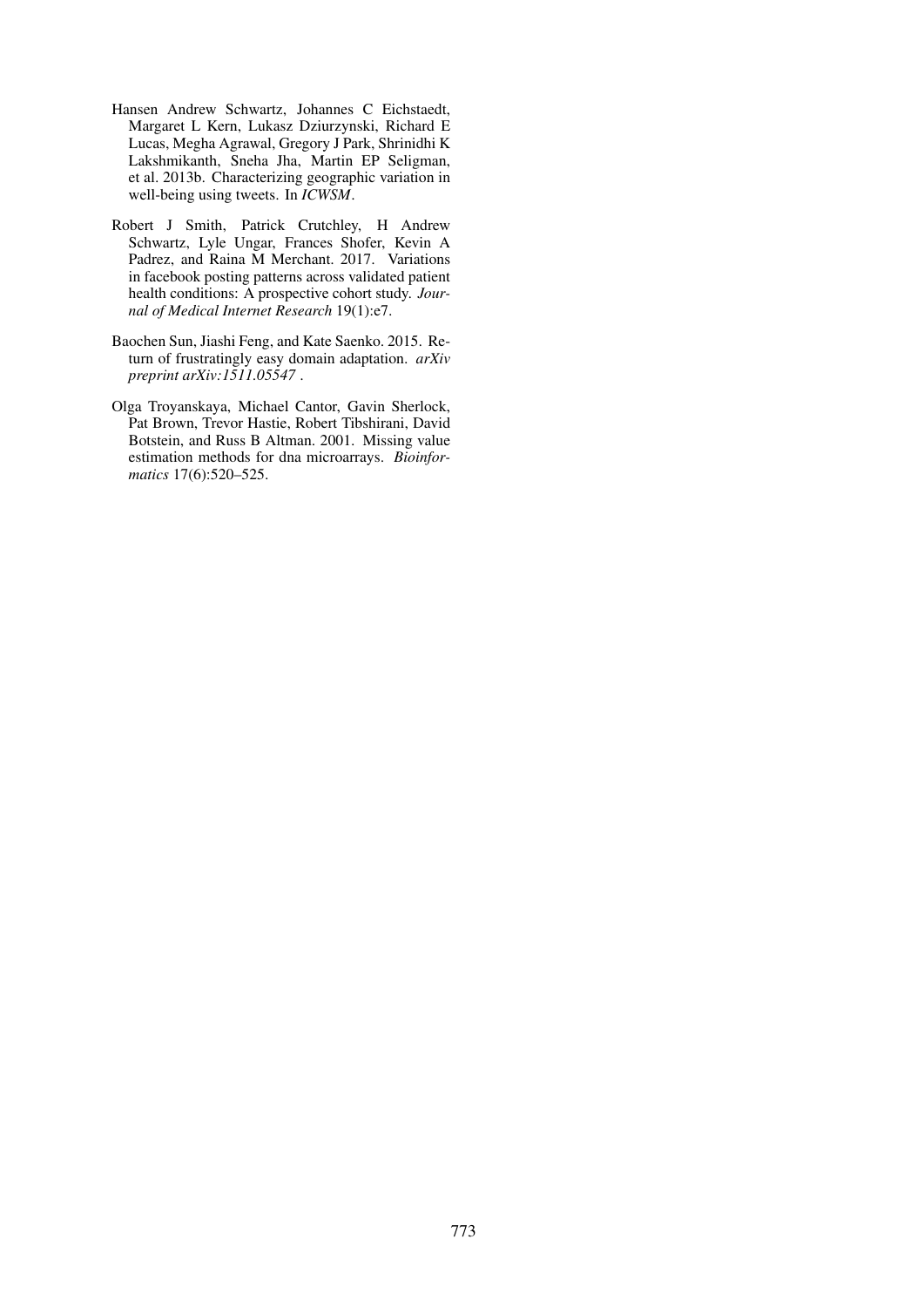Hansen Andrew Schwartz, Johannes C Eichstaedt, Margaret L Kern, Lukasz Dziurzynski, Richard E Lucas, Megha Agrawal, Gregory J Park, Shrinidhi K Lakshmikanth, Sneha Jha, Martin EP Seligman, et al. 2013b. Characterizing geographic variation in well-being using tweets. In *ICWSM*.

Robert J Smith, Patrick Crutchley, H Andrew Schwartz, Lyle Ungar, Frances Shofer, Kevin A Padrez, and Raina M Merchant. 2017. Variations in facebook posting patterns across validated patient health conditions: A prospective cohort study. *Journal of Medical Internet Research* 19(1):e7.

Baochen Sun, Jiashi Feng, and Kate Saenko. 2015. Return of frustratingly easy domain adaptation. *arXiv preprint arXiv:1511.05547* .

Olga Troyanskaya, Michael Cantor, Gavin Sherlock, Pat Brown, Trevor Hastie, Robert Tibshirani, David Botstein, and Russ B Altman. 2001. Missing value estimation methods for dna microarrays. *Bioinformatics* 17(6):520–525.